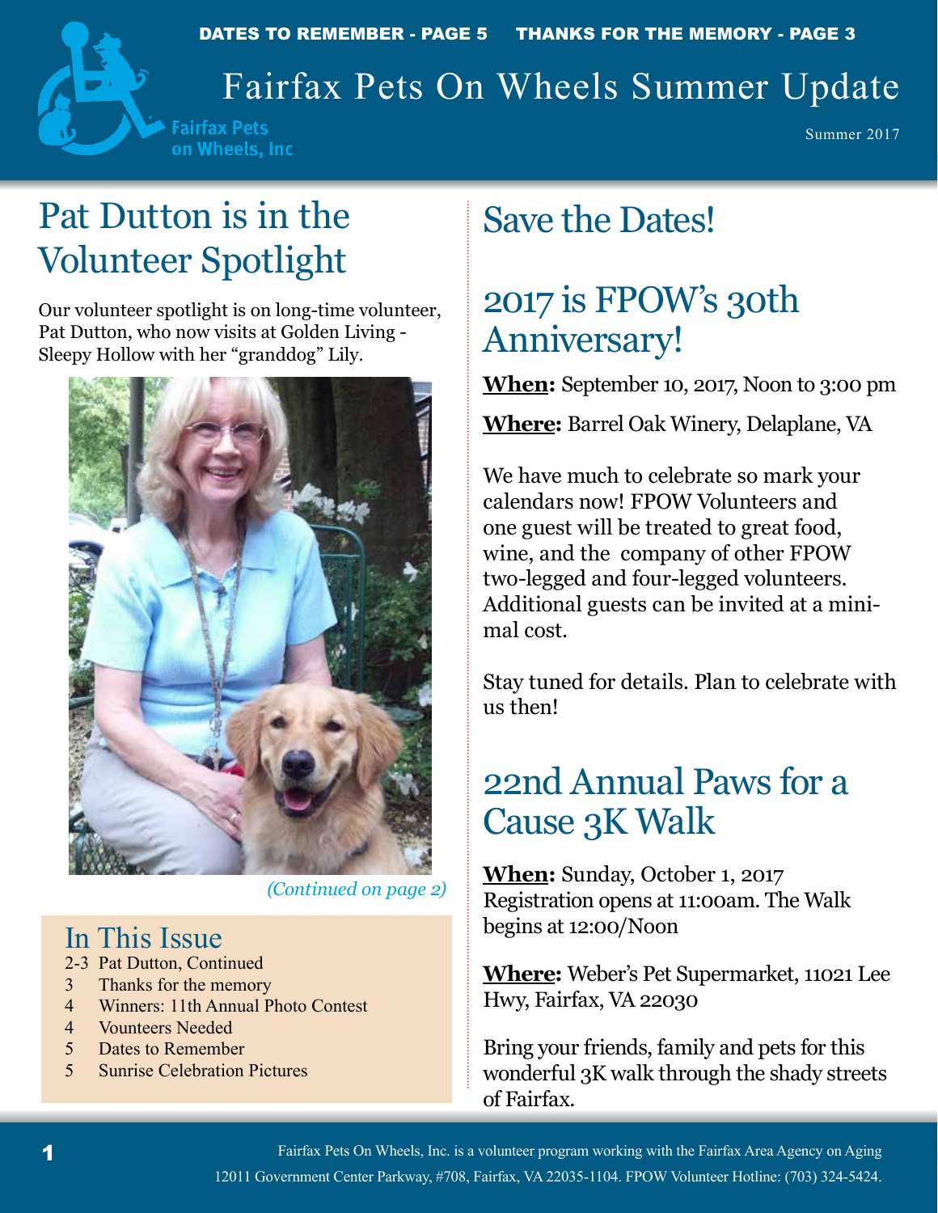DATES TO REMEMBER - PAGE 5 THANKS FOR THE MEMORY - PAGE 3

Fairfax Pets on Wheels, Inc

# Fairfax Pets On Wheels Summer Update

Summer 2017

## Pat Dutton is in the Volunteer Spotlight

Our volunteer spotlight is on long-time volunteer, Pat Dutton, who now visits at Golden Living - Sleepy Hollow with her "granddog" Lily.

*(Continued on page 2)*

### In This Issue

- 2-3 Pat Dutton, Continued
- 3 Thanks for the memory
- 4 Winners: 11th Annual Photo Contest
- 4 Vounteers Needed
- 5 Dates to Remember
- 5 Sunrise Celebration Pictures

## Save the Dates!

## 2017 is FPOW's 30th Anniversary!

**When:** September 10, 2017, Noon to 3:00 pm

**Where:** Barrel Oak Winery, Delaplane, VA

We have much to celebrate so mark your calendars now! FPOW Volunteers and one guest will be treated to great food, wine, and the company of other FPOW two-legged and four-legged volunteers. Additional guests can be invited at a minimal cost.

Stay tuned for details. Plan to celebrate with us then!

## 22nd Annual Paws for a Cause 3K Walk

**When:** Sunday, October 1, 2017
Registration opens at 11:00am. The Walk begins at 12:00/Noon

**Where:** Weber's Pet Supermarket, 11021 Lee Hwy, Fairfax, VA 22030

Bring your friends, family and pets for this wonderful 3K walk through the shady streets of Fairfax.

Fairfax Pets On Wheels, Inc. is a volunteer program working with the Fairfax Area Agency on Aging
12011 Government Center Parkway, #708, Fairfax, VA 22035-1104. FPOW Volunteer Hotline: (703) 324-5424.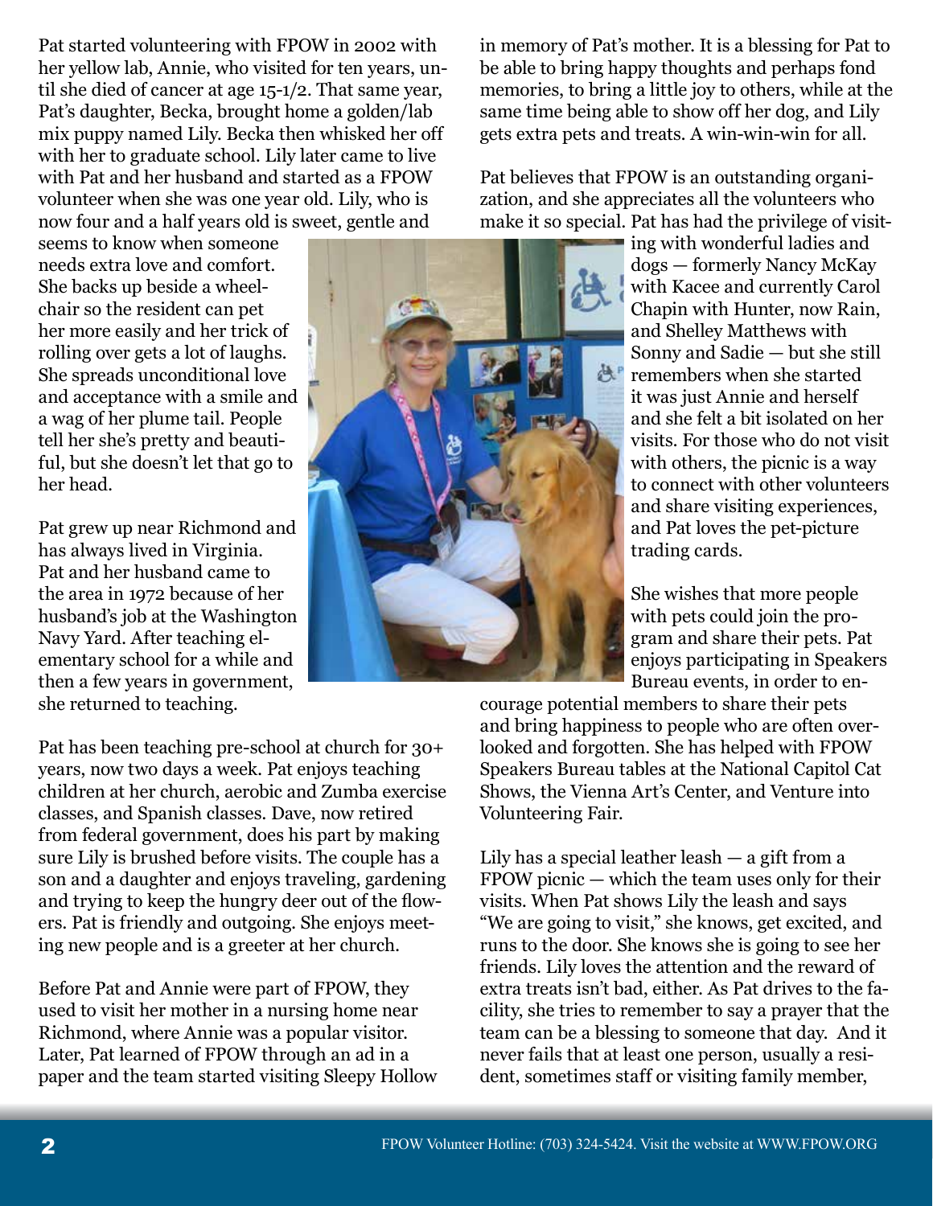Pat started volunteering with FPOW in 2002 with her yellow lab, Annie, who visited for ten years, until she died of cancer at age 15-1/2. That same year, Pat's daughter, Becka, brought home a golden/lab mix puppy named Lily. Becka then whisked her off with her to graduate school. Lily later came to live with Pat and her husband and started as a FPOW volunteer when she was one year old. Lily, who is now four and a half years old is sweet, gentle and seems to know when someone needs extra love and comfort. She backs up beside a wheelchair so the resident can pet her more easily and her trick of rolling over gets a lot of laughs. She spreads unconditional love and acceptance with a smile and a wag of her plume tail. People tell her she's pretty and beautiful, but she doesn't let that go to her head.

Pat grew up near Richmond and has always lived in Virginia. Pat and her husband came to the area in 1972 because of her husband's job at the Washington Navy Yard. After teaching elementary school for a while and then a few years in government, she returned to teaching.

Pat has been teaching pre-school at church for 30+ years, now two days a week. Pat enjoys teaching children at her church, aerobic and Zumba exercise classes, and Spanish classes. Dave, now retired from federal government, does his part by making sure Lily is brushed before visits. The couple has a son and a daughter and enjoys traveling, gardening and trying to keep the hungry deer out of the flowers. Pat is friendly and outgoing. She enjoys meeting new people and is a greeter at her church.

Before Pat and Annie were part of FPOW, they used to visit her mother in a nursing home near Richmond, where Annie was a popular visitor. Later, Pat learned of FPOW through an ad in a paper and the team started visiting Sleepy Hollow in memory of Pat's mother. It is a blessing for Pat to be able to bring happy thoughts and perhaps fond memories, to bring a little joy to others, while at the same time being able to show off her dog, and Lily gets extra pets and treats. A win-win-win for all.

Pat believes that FPOW is an outstanding organization, and she appreciates all the volunteers who make it so special. Pat has had the privilege of visiting with wonderful ladies and dogs — formerly Nancy McKay with Kacee and currently Carol Chapin with Hunter, now Rain, and Shelley Matthews with Sonny and Sadie — but she still remembers when she started it was just Annie and herself and she felt a bit isolated on her visits. For those who do not visit with others, the picnic is a way to connect with other volunteers and share visiting experiences, and Pat loves the pet-picture trading cards.

She wishes that more people with pets could join the program and share their pets. Pat enjoys participating in Speakers Bureau events, in order to encourage potential members to share their pets and bring happiness to people who are often overlooked and forgotten. She has helped with FPOW Speakers Bureau tables at the National Capitol Cat Shows, the Vienna Art's Center, and Venture into Volunteering Fair.

Lily has a special leather leash — a gift from a FPOW picnic — which the team uses only for their visits. When Pat shows Lily the leash and says "We are going to visit," she knows, get excited, and runs to the door. She knows she is going to see her friends. Lily loves the attention and the reward of extra treats isn't bad, either. As Pat drives to the facility, she tries to remember to say a prayer that the team can be a blessing to someone that day. And it never fails that at least one person, usually a resident, sometimes staff or visiting family member,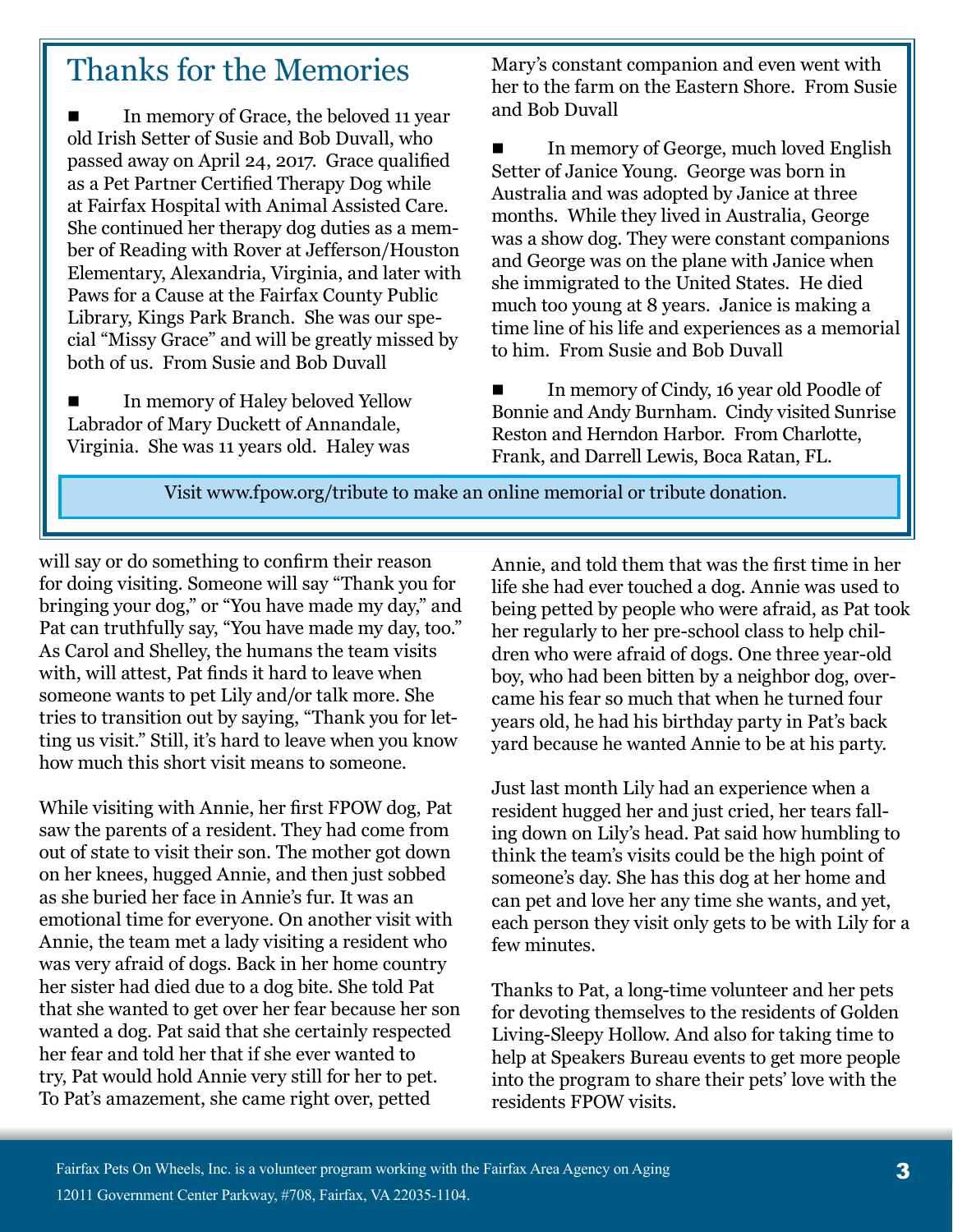## Thanks for the Memories

■ In memory of Grace, the beloved 11 year old Irish Setter of Susie and Bob Duvall, who passed away on April 24, 2017. Grace qualified as a Pet Partner Certified Therapy Dog while at Fairfax Hospital with Animal Assisted Care. She continued her therapy dog duties as a member of Reading with Rover at Jefferson/Houston Elementary, Alexandria, Virginia, and later with Paws for a Cause at the Fairfax County Public Library, Kings Park Branch. She was our special "Missy Grace" and will be greatly missed by both of us. From Susie and Bob Duvall

■ In memory of Haley beloved Yellow Labrador of Mary Duckett of Annandale, Virginia. She was 11 years old. Haley was Mary's constant companion and even went with her to the farm on the Eastern Shore. From Susie and Bob Duvall

■ In memory of George, much loved English Setter of Janice Young. George was born in Australia and was adopted by Janice at three months. While they lived in Australia, George was a show dog. They were constant companions and George was on the plane with Janice when she immigrated to the United States. He died much too young at 8 years. Janice is making a time line of his life and experiences as a memorial to him. From Susie and Bob Duvall

■ In memory of Cindy, 16 year old Poodle of Bonnie and Andy Burnham. Cindy visited Sunrise Reston and Herndon Harbor. From Charlotte, Frank, and Darrell Lewis, Boca Ratan, FL.

Visit www.fpow.org/tribute to make an online memorial or tribute donation.

will say or do something to confirm their reason for doing visiting. Someone will say "Thank you for bringing your dog," or "You have made my day," and Pat can truthfully say, "You have made my day, too." As Carol and Shelley, the humans the team visits with, will attest, Pat finds it hard to leave when someone wants to pet Lily and/or talk more. She tries to transition out by saying, "Thank you for letting us visit." Still, it's hard to leave when you know how much this short visit means to someone.

While visiting with Annie, her first FPOW dog, Pat saw the parents of a resident. They had come from out of state to visit their son. The mother got down on her knees, hugged Annie, and then just sobbed as she buried her face in Annie's fur. It was an emotional time for everyone. On another visit with Annie, the team met a lady visiting a resident who was very afraid of dogs. Back in her home country her sister had died due to a dog bite. She told Pat that she wanted to get over her fear because her son wanted a dog. Pat said that she certainly respected her fear and told her that if she ever wanted to try, Pat would hold Annie very still for her to pet. To Pat's amazement, she came right over, petted Annie, and told them that was the first time in her life she had ever touched a dog. Annie was used to being petted by people who were afraid, as Pat took her regularly to her pre-school class to help children who were afraid of dogs. One three year-old boy, who had been bitten by a neighbor dog, overcame his fear so much that when he turned four years old, he had his birthday party in Pat's back yard because he wanted Annie to be at his party.

Just last month Lily had an experience when a resident hugged her and just cried, her tears falling down on Lily's head. Pat said how humbling to think the team's visits could be the high point of someone's day. She has this dog at her home and can pet and love her any time she wants, and yet, each person they visit only gets to be with Lily for a few minutes.

Thanks to Pat, a long-time volunteer and her pets for devoting themselves to the residents of Golden Living-Sleepy Hollow. And also for taking time to help at Speakers Bureau events to get more people into the program to share their pets' love with the residents FPOW visits.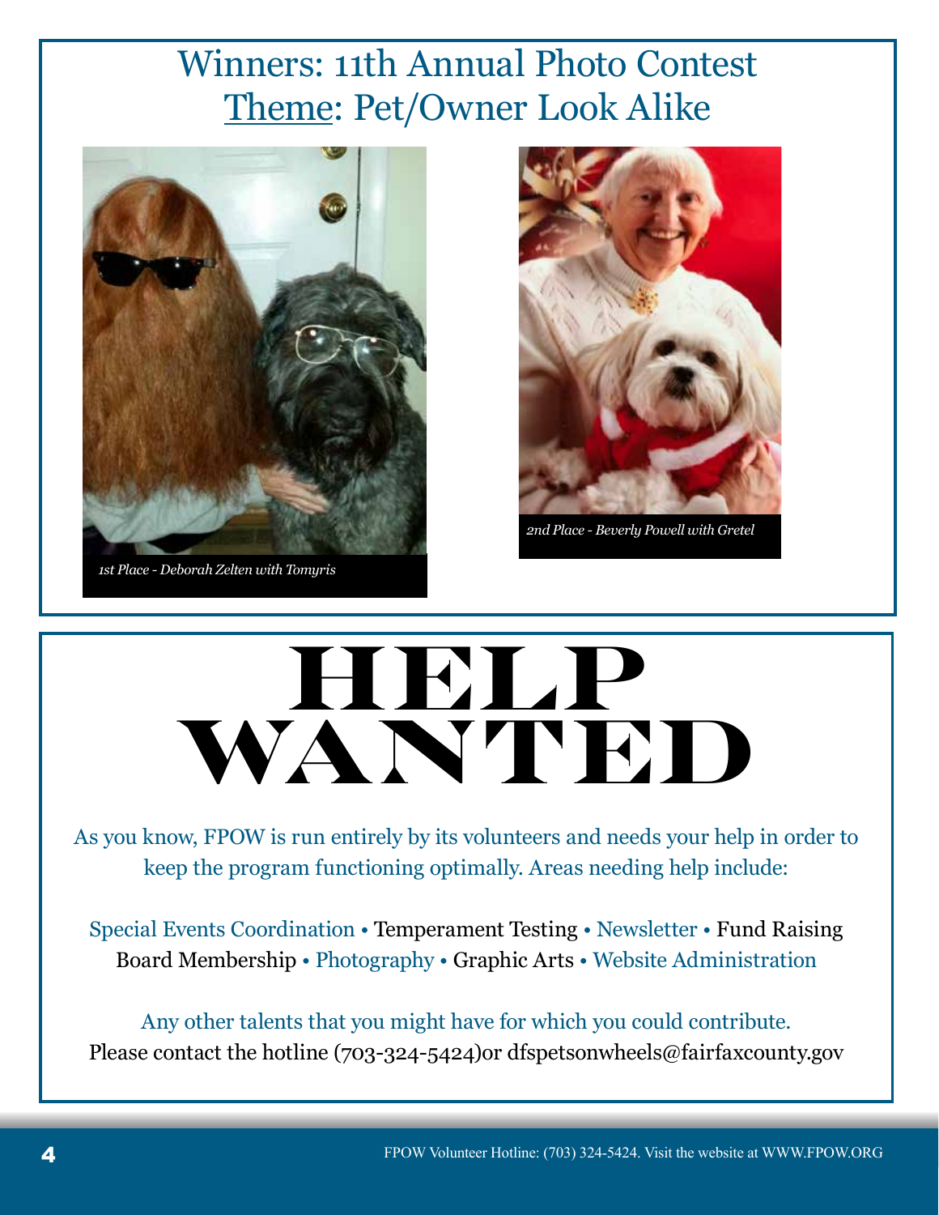# Winners: 11th Annual Photo Contest

## Theme: Pet/Owner Look Alike

*1st Place - Deborah Zelten with Tomyris*

*2nd Place - Beverly Powell with Gretel*

# HELP WANTED

As you know, FPOW is run entirely by its volunteers and needs your help in order to keep the program functioning optimally. Areas needing help include:

Special Events Coordination • Temperament Testing • Newsletter • Fund Raising
Board Membership • Photography • Graphic Arts • Website Administration

Any other talents that you might have for which you could contribute.
Please contact the hotline (703-324-5424)or dfspetsonwheels@fairfaxcounty.gov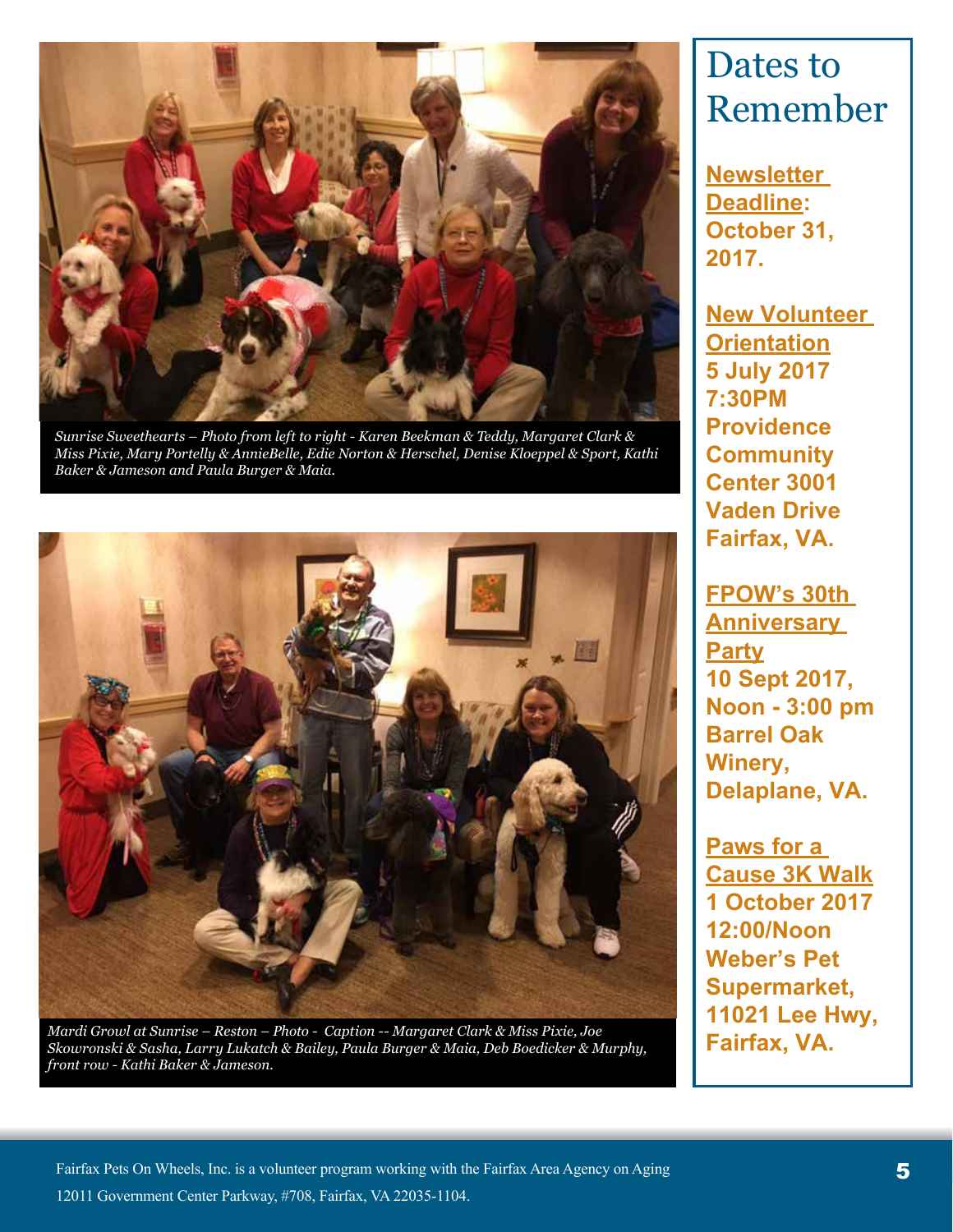*Sunrise Sweethearts – Photo from left to right - Karen Beekman & Teddy, Margaret Clark & Miss Pixie, Mary Portelly & AnnieBelle, Edie Norton & Herschel, Denise Kloeppel & Sport, Kathi Baker & Jameson and Paula Burger & Maia.*

*Mardi Growl at Sunrise – Reston – Photo - Caption -- Margaret Clark & Miss Pixie, Joe Skowronski & Sasha, Larry Lukatch & Bailey, Paula Burger & Maia, Deb Boedicker & Murphy, front row - Kathi Baker & Jameson.*

# Dates to Remember

**Newsletter Deadline: October 31, 2017.**

**New Volunteer Orientation**
**5 July 2017**
**7:30PM**
**Providence Community Center 3001 Vaden Drive Fairfax, VA.**

**FPOW's 30th Anniversary Party**
**10 Sept 2017, Noon - 3:00 pm**
**Barrel Oak Winery, Delaplane, VA.**

**Paws for a Cause 3K Walk**
**1 October 2017**
**12:00/Noon**
**Weber's Pet Supermarket, 11021 Lee Hwy, Fairfax, VA.**

Fairfax Pets On Wheels, Inc. is a volunteer program working with the Fairfax Area Agency on Aging 12011 Government Center Parkway, #708, Fairfax, VA 22035-1104.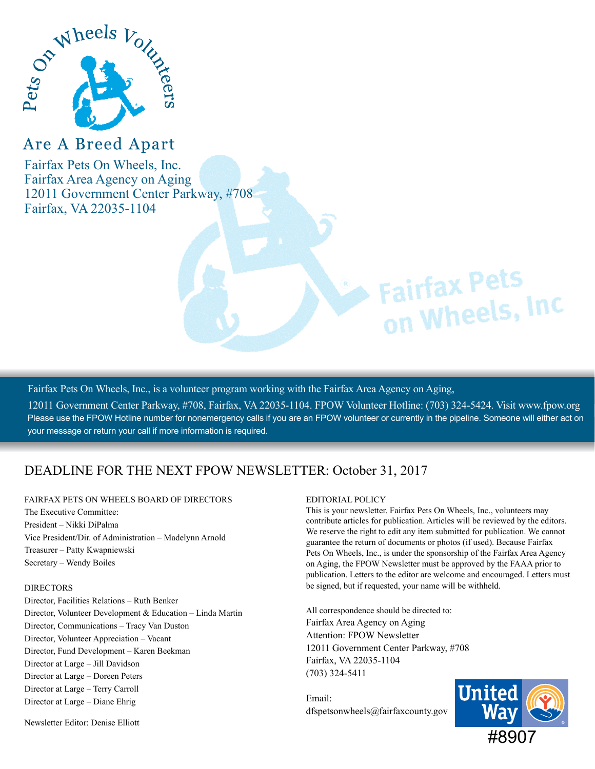Pets On Wheels Volunteers

Are A Breed Apart

Fairfax Pets On Wheels, Inc.
Fairfax Area Agency on Aging
12011 Government Center Parkway, #708
Fairfax, VA 22035-1104

Fairfax Pets on Wheels, Inc

Fairfax Pets On Wheels, Inc., is a volunteer program working with the Fairfax Area Agency on Aging, 12011 Government Center Parkway, #708, Fairfax, VA 22035-1104. FPOW Volunteer Hotline: (703) 324-5424. Visit www.fpow.org

Please use the FPOW Hotline number for nonemergency calls if you are an FPOW volunteer or currently in the pipeline. Someone will either act on your message or return your call if more information is required.

## DEADLINE FOR THE NEXT FPOW NEWSLETTER: October 31, 2017

### FAIRFAX PETS ON WHEELS BOARD OF DIRECTORS

The Executive Committee:
President – Nikki DiPalma
Vice President/Dir. of Administration – Madelynn Arnold
Treasurer – Patty Kwapniewski
Secretary – Wendy Boiles

### DIRECTORS

Director, Facilities Relations – Ruth Benker
Director, Volunteer Development & Education – Linda Martin
Director, Communications – Tracy Van Duston
Director, Volunteer Appreciation – Vacant
Director, Fund Development – Karen Beekman
Director at Large – Jill Davidson
Director at Large – Doreen Peters
Director at Large – Terry Carroll
Director at Large – Diane Ehrig

Newsletter Editor: Denise Elliott

### EDITORIAL POLICY

This is your newsletter. Fairfax Pets On Wheels, Inc., volunteers may contribute articles for publication. Articles will be reviewed by the editors. We reserve the right to edit any item submitted for publication. We cannot guarantee the return of documents or photos (if used). Because Fairfax Pets On Wheels, Inc., is under the sponsorship of the Fairfax Area Agency on Aging, the FPOW Newsletter must be approved by the FAAA prior to publication. Letters to the editor are welcome and encouraged. Letters must be signed, but if requested, your name will be withheld.

All correspondence should be directed to:
Fairfax Area Agency on Aging
Attention: FPOW Newsletter
12011 Government Center Parkway, #708
Fairfax, VA 22035-1104
(703) 324-5411

Email:
dfspetsonwheels@fairfaxcounty.gov

United Way
#8907